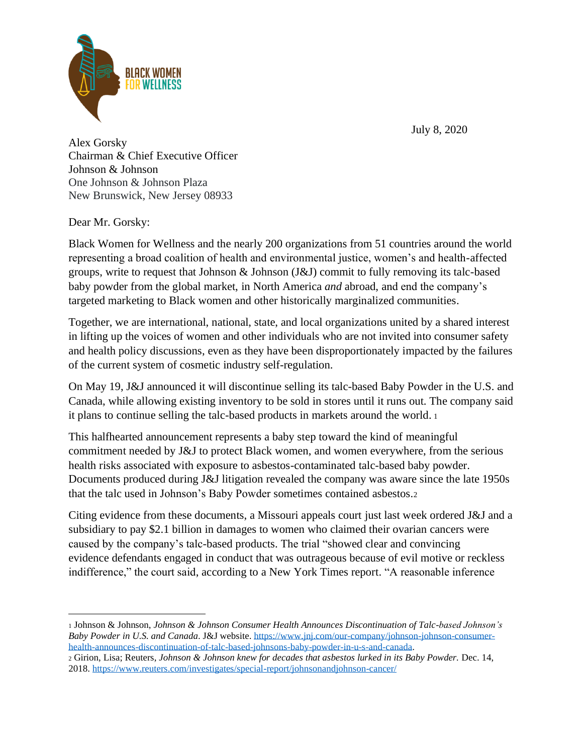BLACK WOMEN FOR WELLNESS

July 8, 2020

Alex Gorsky
Chairman & Chief Executive Officer
Johnson & Johnson
One Johnson & Johnson Plaza
New Brunswick, New Jersey 08933

Dear Mr. Gorsky:

Black Women for Wellness and the nearly 200 organizations from 51 countries around the world representing a broad coalition of health and environmental justice, women's and health-affected groups, write to request that Johnson & Johnson (J&J) commit to fully removing its talc-based baby powder from the global market, in North America *and* abroad, and end the company's targeted marketing to Black women and other historically marginalized communities.

Together, we are international, national, state, and local organizations united by a shared interest in lifting up the voices of women and other individuals who are not invited into consumer safety and health policy discussions, even as they have been disproportionately impacted by the failures of the current system of cosmetic industry self-regulation.

On May 19, J&J announced it will discontinue selling its talc-based Baby Powder in the U.S. and Canada, while allowing existing inventory to be sold in stores until it runs out. The company said it plans to continue selling the talc-based products in markets around the world. [1]

This halfhearted announcement represents a baby step toward the kind of meaningful commitment needed by J&J to protect Black women, and women everywhere, from the serious health risks associated with exposure to asbestos-contaminated talc-based baby powder. Documents produced during J&J litigation revealed the company was aware since the late 1950s that the talc used in Johnson's Baby Powder sometimes contained asbestos.[2]

Citing evidence from these documents, a Missouri appeals court just last week ordered J&J and a subsidiary to pay $2.1 billion in damages to women who claimed their ovarian cancers were caused by the company's talc-based products. The trial "showed clear and convincing evidence defendants engaged in conduct that was outrageous because of evil motive or reckless indifference," the court said, according to a New York Times report. "A reasonable inference

---

[1] Johnson & Johnson, *Johnson & Johnson Consumer Health Announces Discontinuation of Talc-based Johnson's Baby Powder in U.S. and Canada*. J&J website. https://www.jnj.com/our-company/johnson-johnson-consumer-health-announces-discontinuation-of-talc-based-johnsons-baby-powder-in-u-s-and-canada.

[2] Girion, Lisa; Reuters, *Johnson & Johnson knew for decades that asbestos lurked in its Baby Powder.* Dec. 14, 2018. https://www.reuters.com/investigates/special-report/johnsonandjohnson-cancer/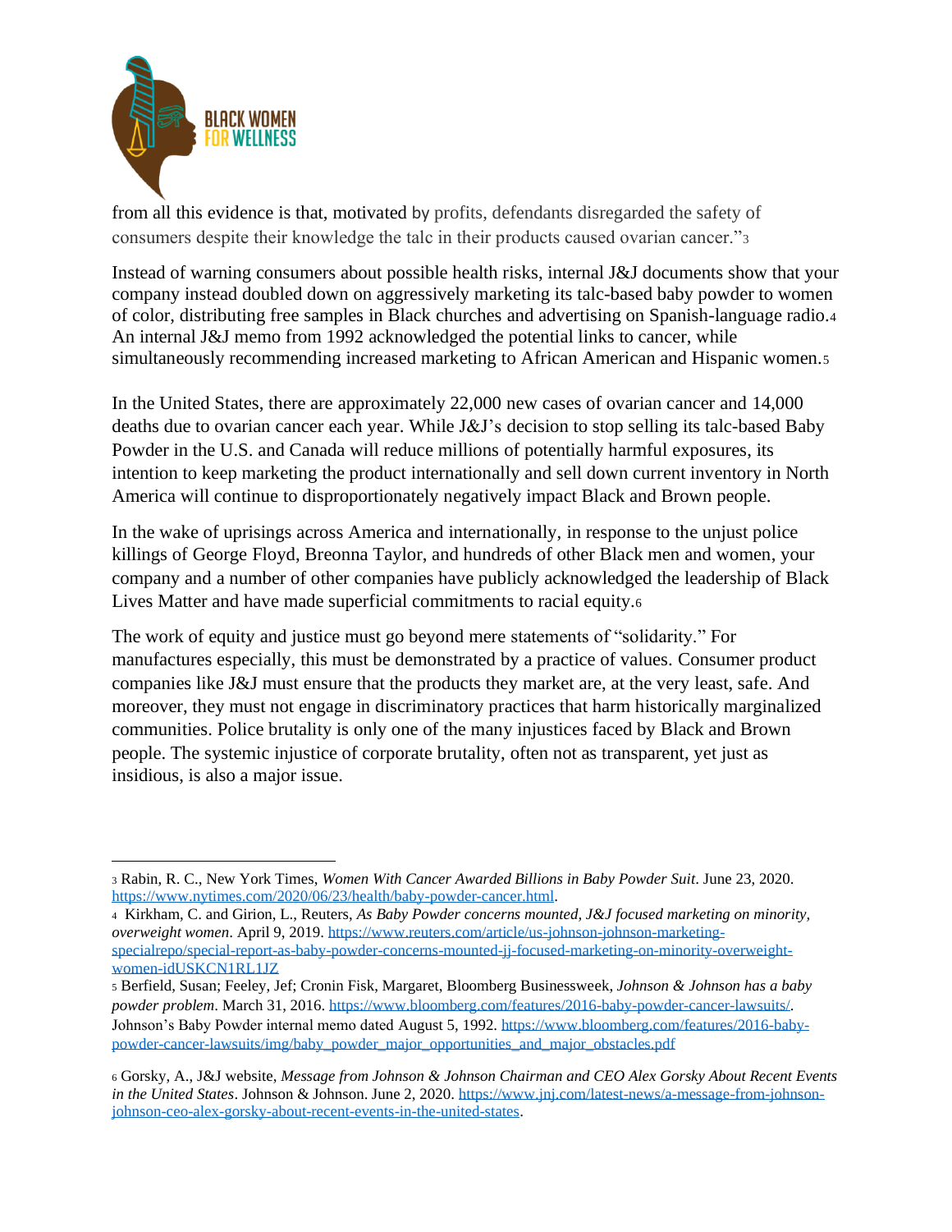from all this evidence is that, motivated by profits, defendants disregarded the safety of consumers despite their knowledge the talc in their products caused ovarian cancer."[3]

Instead of warning consumers about possible health risks, internal J&J documents show that your company instead doubled down on aggressively marketing its talc-based baby powder to women of color, distributing free samples in Black churches and advertising on Spanish-language radio.[4] An internal J&J memo from 1992 acknowledged the potential links to cancer, while simultaneously recommending increased marketing to African American and Hispanic women.[5]

In the United States, there are approximately 22,000 new cases of ovarian cancer and 14,000 deaths due to ovarian cancer each year. While J&J's decision to stop selling its talc-based Baby Powder in the U.S. and Canada will reduce millions of potentially harmful exposures, its intention to keep marketing the product internationally and sell down current inventory in North America will continue to disproportionately negatively impact Black and Brown people.

In the wake of uprisings across America and internationally, in response to the unjust police killings of George Floyd, Breonna Taylor, and hundreds of other Black men and women, your company and a number of other companies have publicly acknowledged the leadership of Black Lives Matter and have made superficial commitments to racial equity.[6]

The work of equity and justice must go beyond mere statements of "solidarity." For manufactures especially, this must be demonstrated by a practice of values. Consumer product companies like J&J must ensure that the products they market are, at the very least, safe. And moreover, they must not engage in discriminatory practices that harm historically marginalized communities. Police brutality is only one of the many injustices faced by Black and Brown people. The systemic injustice of corporate brutality, often not as transparent, yet just as insidious, is also a major issue.

---

[3] Rabin, R. C., New York Times, *Women With Cancer Awarded Billions in Baby Powder Suit*. June 23, 2020. https://www.nytimes.com/2020/06/23/health/baby-powder-cancer.html.

[4] Kirkham, C. and Girion, L., Reuters, *As Baby Powder concerns mounted, J&J focused marketing on minority, overweight women*. April 9, 2019. https://www.reuters.com/article/us-johnson-johnson-marketing-specialrepo/special-report-as-baby-powder-concerns-mounted-jj-focused-marketing-on-minority-overweight-women-idUSKCN1RL1JZ

[5] Berfield, Susan; Feeley, Jef; Cronin Fisk, Margaret, Bloomberg Businessweek, *Johnson & Johnson has a baby powder problem*. March 31, 2016. https://www.bloomberg.com/features/2016-baby-powder-cancer-lawsuits/. Johnson's Baby Powder internal memo dated August 5, 1992. https://www.bloomberg.com/features/2016-baby-powder-cancer-lawsuits/img/baby_powder_major_opportunities_and_major_obstacles.pdf

[6] Gorsky, A., J&J website, *Message from Johnson & Johnson Chairman and CEO Alex Gorsky About Recent Events in the United States*. Johnson & Johnson. June 2, 2020. https://www.jnj.com/latest-news/a-message-from-johnson-johnson-ceo-alex-gorsky-about-recent-events-in-the-united-states.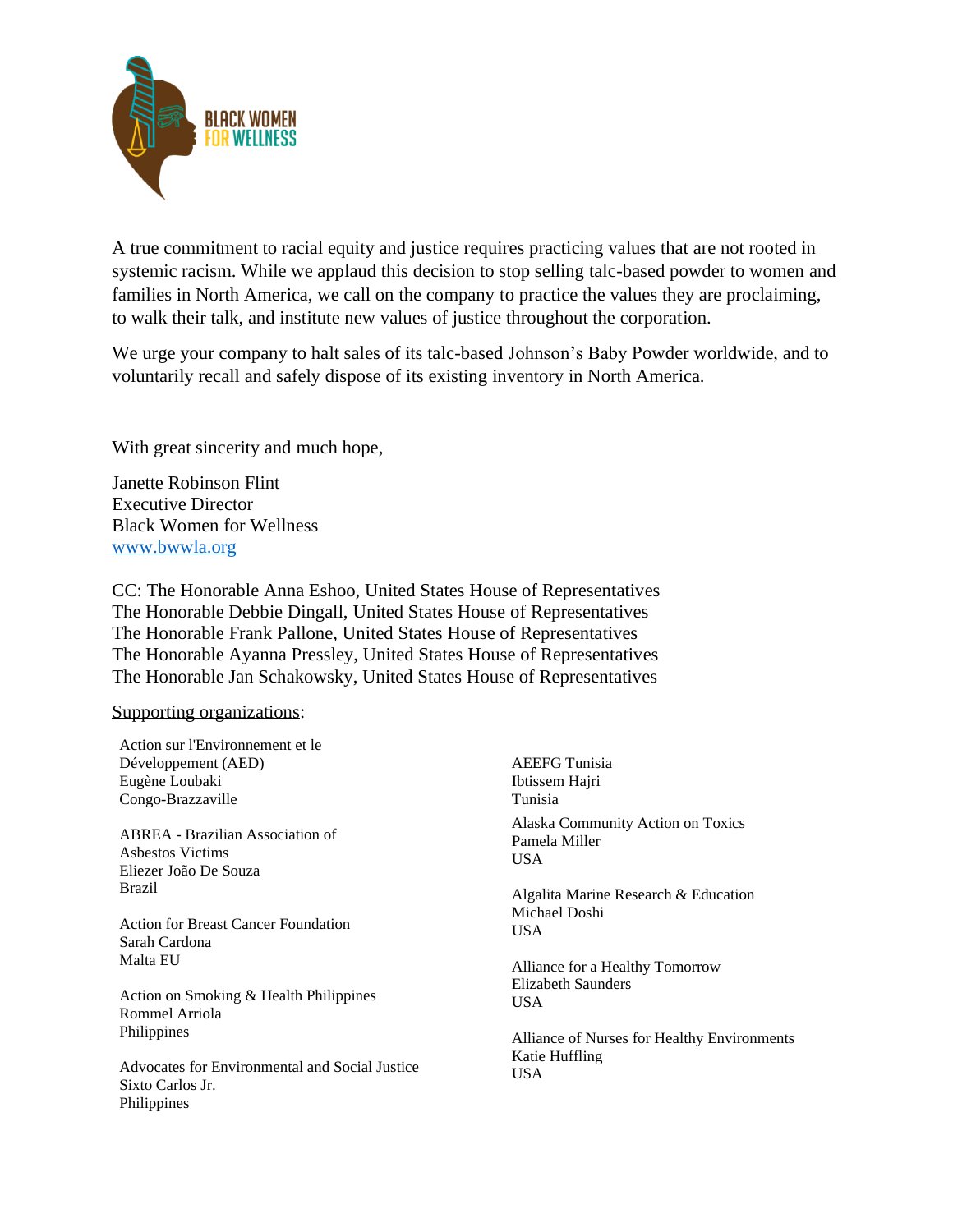A true commitment to racial equity and justice requires practicing values that are not rooted in systemic racism. While we applaud this decision to stop selling talc-based powder to women and families in North America, we call on the company to practice the values they are proclaiming, to walk their talk, and institute new values of justice throughout the corporation.

We urge your company to halt sales of its talc-based Johnson's Baby Powder worldwide, and to voluntarily recall and safely dispose of its existing inventory in North America.

With great sincerity and much hope,

Janette Robinson Flint
Executive Director
Black Women for Wellness
www.bwwla.org

CC: The Honorable Anna Eshoo, United States House of Representatives
The Honorable Debbie Dingall, United States House of Representatives
The Honorable Frank Pallone, United States House of Representatives
The Honorable Ayanna Pressley, United States House of Representatives
The Honorable Jan Schakowsky, United States House of Representatives

Supporting organizations:

Action sur l'Environnement et le Développement (AED)
Eugène Loubaki
Congo-Brazzaville

ABREA - Brazilian Association of Asbestos Victims
Eliezer João De Souza
Brazil

Action for Breast Cancer Foundation
Sarah Cardona
Malta EU

Action on Smoking & Health Philippines
Rommel Arriola
Philippines

Advocates for Environmental and Social Justice
Sixto Carlos Jr.
Philippines

AEEFG Tunisia
Ibtissem Hajri
Tunisia

Alaska Community Action on Toxics
Pamela Miller
USA

Algalita Marine Research & Education
Michael Doshi
USA

Alliance for a Healthy Tomorrow
Elizabeth Saunders
USA

Alliance of Nurses for Healthy Environments
Katie Huffling
USA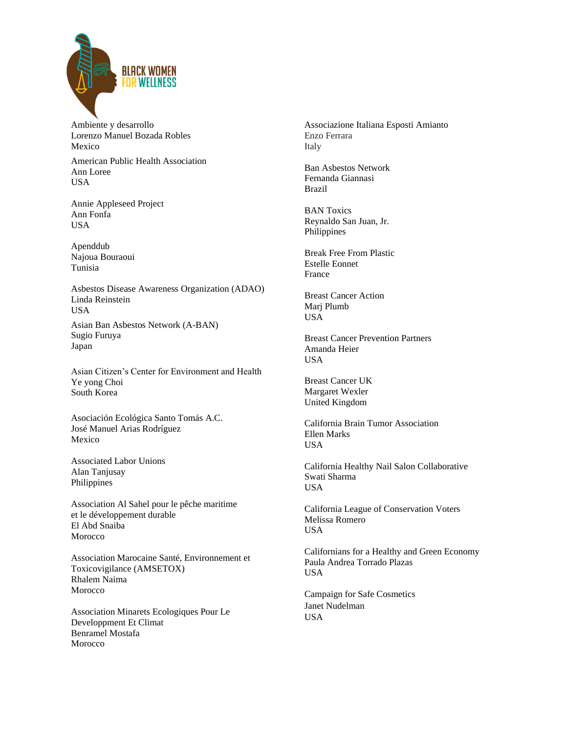Ambiente y desarrollo
Lorenzo Manuel Bozada Robles
Mexico

American Public Health Association
Ann Loree
USA

Annie Appleseed Project
Ann Fonfa
USA

Apenddub
Najoua Bouraoui
Tunisia

Asbestos Disease Awareness Organization (ADAO)
Linda Reinstein
USA

Asian Ban Asbestos Network (A-BAN)
Sugio Furuya
Japan

Asian Citizen's Center for Environment and Health
Ye yong Choi
South Korea

Asociación Ecológica Santo Tomás A.C.
José Manuel Arias Rodríguez
Mexico

Associated Labor Unions
Alan Tanjusay
Philippines

Association Al Sahel pour le pêche maritime et le développement durable
El Abd Snaiba
Morocco

Association Marocaine Santé, Environnement et Toxicovigilance (AMSETOX)
Rhalem Naima
Morocco

Association Minarets Ecologiques Pour Le Developpment Et Climat
Benramel Mostafa
Morocco

Associazione Italiana Esposti Amianto
Enzo Ferrara
Italy

Ban Asbestos Network
Fernanda Giannasi
Brazil

BAN Toxics
Reynaldo San Juan, Jr.
Philippines

Break Free From Plastic
Estelle Eonnet
France

Breast Cancer Action
Marj Plumb
USA

Breast Cancer Prevention Partners
Amanda Heier
USA

Breast Cancer UK
Margaret Wexler
United Kingdom

California Brain Tumor Association
Ellen Marks
USA

California Healthy Nail Salon Collaborative
Swati Sharma
USA

California League of Conservation Voters
Melissa Romero
USA

Californians for a Healthy and Green Economy
Paula Andrea Torrado Plazas
USA

Campaign for Safe Cosmetics
Janet Nudelman
USA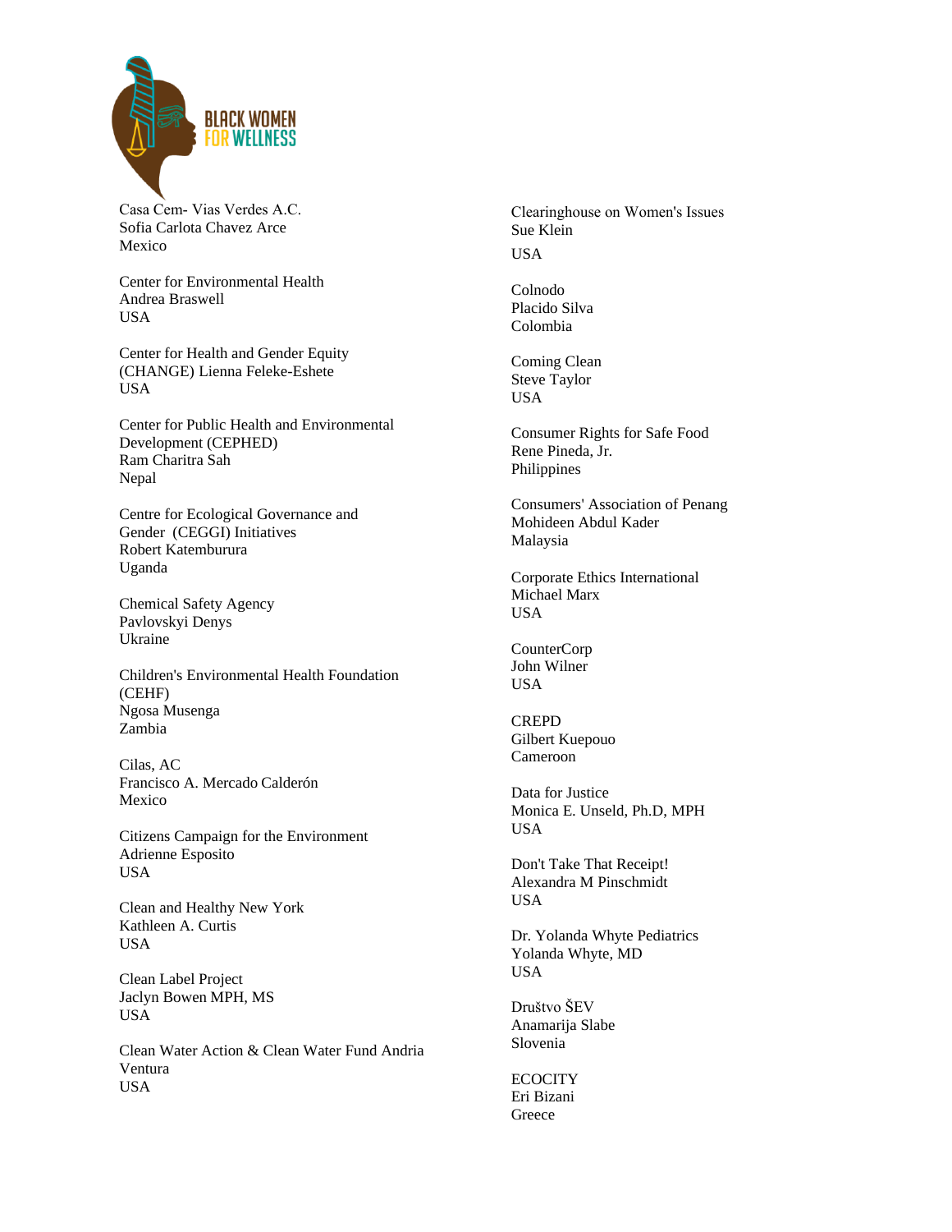Casa Cem- Vias Verdes A.C.
Sofia Carlota Chavez Arce
Mexico

Center for Environmental Health
Andrea Braswell
USA

Center for Health and Gender Equity (CHANGE) Lienna Feleke-Eshete
USA

Center for Public Health and Environmental Development (CEPHED)
Ram Charitra Sah
Nepal

Centre for Ecological Governance and Gender (CEGGI) Initiatives
Robert Katemburura
Uganda

Chemical Safety Agency
Pavlovskyi Denys
Ukraine

Children's Environmental Health Foundation (CEHF)
Ngosa Musenga
Zambia

Cilas, AC
Francisco A. Mercado Calderón
Mexico

Citizens Campaign for the Environment
Adrienne Esposito
USA

Clean and Healthy New York
Kathleen A. Curtis
USA

Clean Label Project
Jaclyn Bowen MPH, MS
USA

Clean Water Action & Clean Water Fund Andria Ventura
USA

Clearinghouse on Women's Issues
Sue Klein
USA

Colnodo
Placido Silva
Colombia

Coming Clean
Steve Taylor
USA

Consumer Rights for Safe Food
Rene Pineda, Jr.
Philippines

Consumers' Association of Penang
Mohideen Abdul Kader
Malaysia

Corporate Ethics International
Michael Marx
USA

CounterCorp
John Wilner
USA

CREPD
Gilbert Kuepouo
Cameroon

Data for Justice
Monica E. Unseld, Ph.D, MPH
USA

Don't Take That Receipt!
Alexandra M Pinschmidt
USA

Dr. Yolanda Whyte Pediatrics
Yolanda Whyte, MD
USA

Društvo ŠEV
Anamarija Slabe
Slovenia

ECOCITY
Eri Bizani
Greece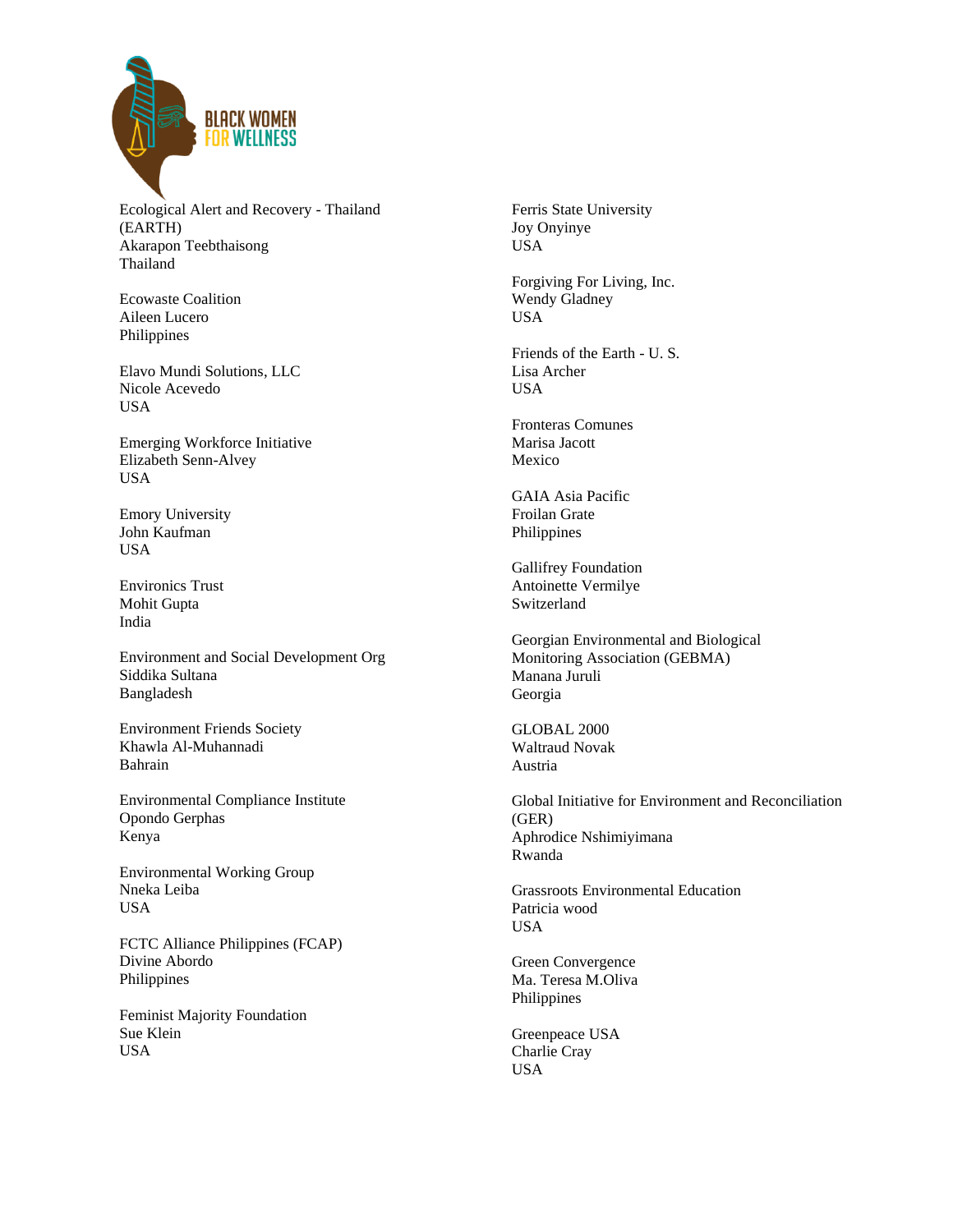Ecological Alert and Recovery - Thailand (EARTH)
Akarapon Teebthaisong
Thailand

Ecowaste Coalition
Aileen Lucero
Philippines

Elavo Mundi Solutions, LLC
Nicole Acevedo
USA

Emerging Workforce Initiative
Elizabeth Senn-Alvey
USA

Emory University
John Kaufman
USA

Environics Trust
Mohit Gupta
India

Environment and Social Development Org
Siddika Sultana
Bangladesh

Environment Friends Society
Khawla Al-Muhannadi
Bahrain

Environmental Compliance Institute
Opondo Gerphas
Kenya

Environmental Working Group
Nneka Leiba
USA

FCTC Alliance Philippines (FCAP)
Divine Abordo
Philippines

Feminist Majority Foundation
Sue Klein
USA

Ferris State University
Joy Onyinye
USA

Forgiving For Living, Inc.
Wendy Gladney
USA

Friends of the Earth - U. S.
Lisa Archer
USA

Fronteras Comunes
Marisa Jacott
Mexico

GAIA Asia Pacific
Froilan Grate
Philippines

Gallifrey Foundation
Antoinette Vermilye
Switzerland

Georgian Environmental and Biological Monitoring Association (GEBMA)
Manana Juruli
Georgia

GLOBAL 2000
Waltraud Novak
Austria

Global Initiative for Environment and Reconciliation (GER)
Aphrodice Nshimiyimana
Rwanda

Grassroots Environmental Education
Patricia wood
USA

Green Convergence
Ma. Teresa M.Oliva
Philippines

Greenpeace USA
Charlie Cray
USA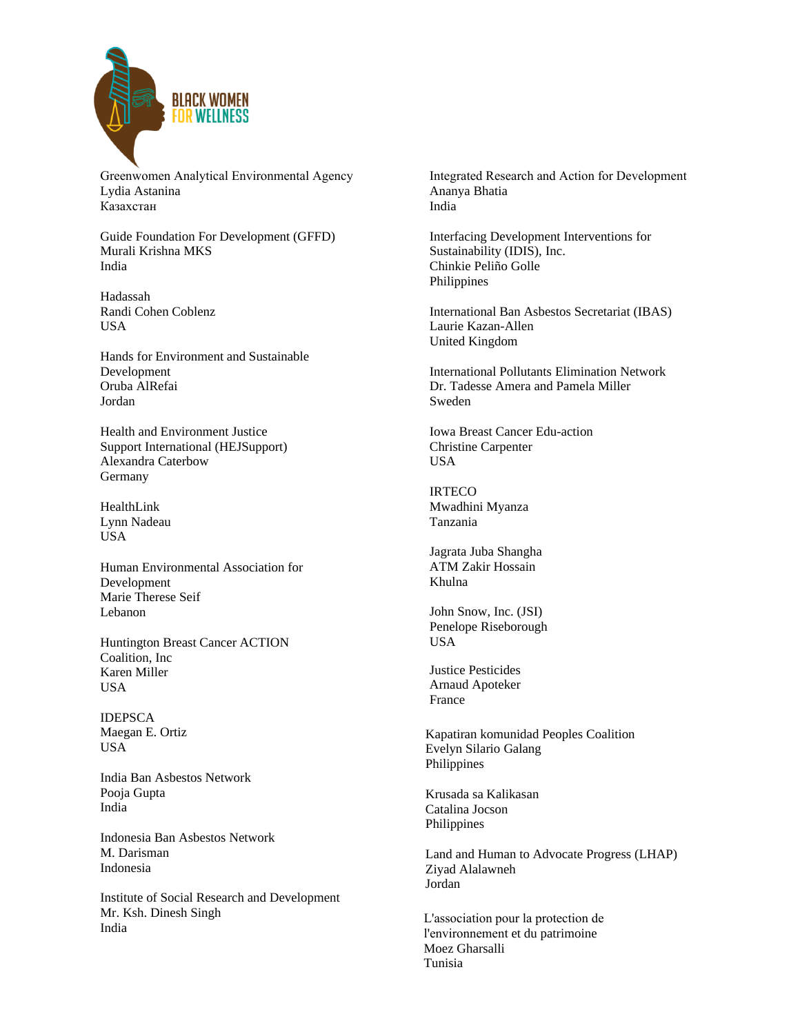Greenwomen Analytical Environmental Agency
Lydia Astanina
Казахстан

Guide Foundation For Development (GFFD)
Murali Krishna MKS
India

Hadassah
Randi Cohen Coblenz
USA

Hands for Environment and Sustainable Development
Oruba AlRefai
Jordan

Health and Environment Justice Support International (HEJSupport)
Alexandra Caterbow
Germany

HealthLink
Lynn Nadeau
USA

Human Environmental Association for Development
Marie Therese Seif
Lebanon

Huntington Breast Cancer ACTION Coalition, Inc
Karen Miller
USA

IDEPSCA
Maegan E. Ortiz
USA

India Ban Asbestos Network
Pooja Gupta
India

Indonesia Ban Asbestos Network
M. Darisman
Indonesia

Institute of Social Research and Development
Mr. Ksh. Dinesh Singh
India

Integrated Research and Action for Development
Ananya Bhatia
India

Interfacing Development Interventions for Sustainability (IDIS), Inc.
Chinkie Peliño Golle
Philippines

International Ban Asbestos Secretariat (IBAS)
Laurie Kazan-Allen
United Kingdom

International Pollutants Elimination Network
Dr. Tadesse Amera and Pamela Miller
Sweden

Iowa Breast Cancer Edu-action
Christine Carpenter
USA

IRTECO
Mwadhini Myanza
Tanzania

Jagrata Juba Shangha
ATM Zakir Hossain
Khulna

John Snow, Inc. (JSI)
Penelope Riseborough
USA

Justice Pesticides
Arnaud Apoteker
France

Kapatiran komunidad Peoples Coalition
Evelyn Silario Galang
Philippines

Krusada sa Kalikasan
Catalina Jocson
Philippines

Land and Human to Advocate Progress (LHAP)
Ziyad Alalawneh
Jordan

L'association pour la protection de l'environnement et du patrimoine
Moez Gharsalli
Tunisia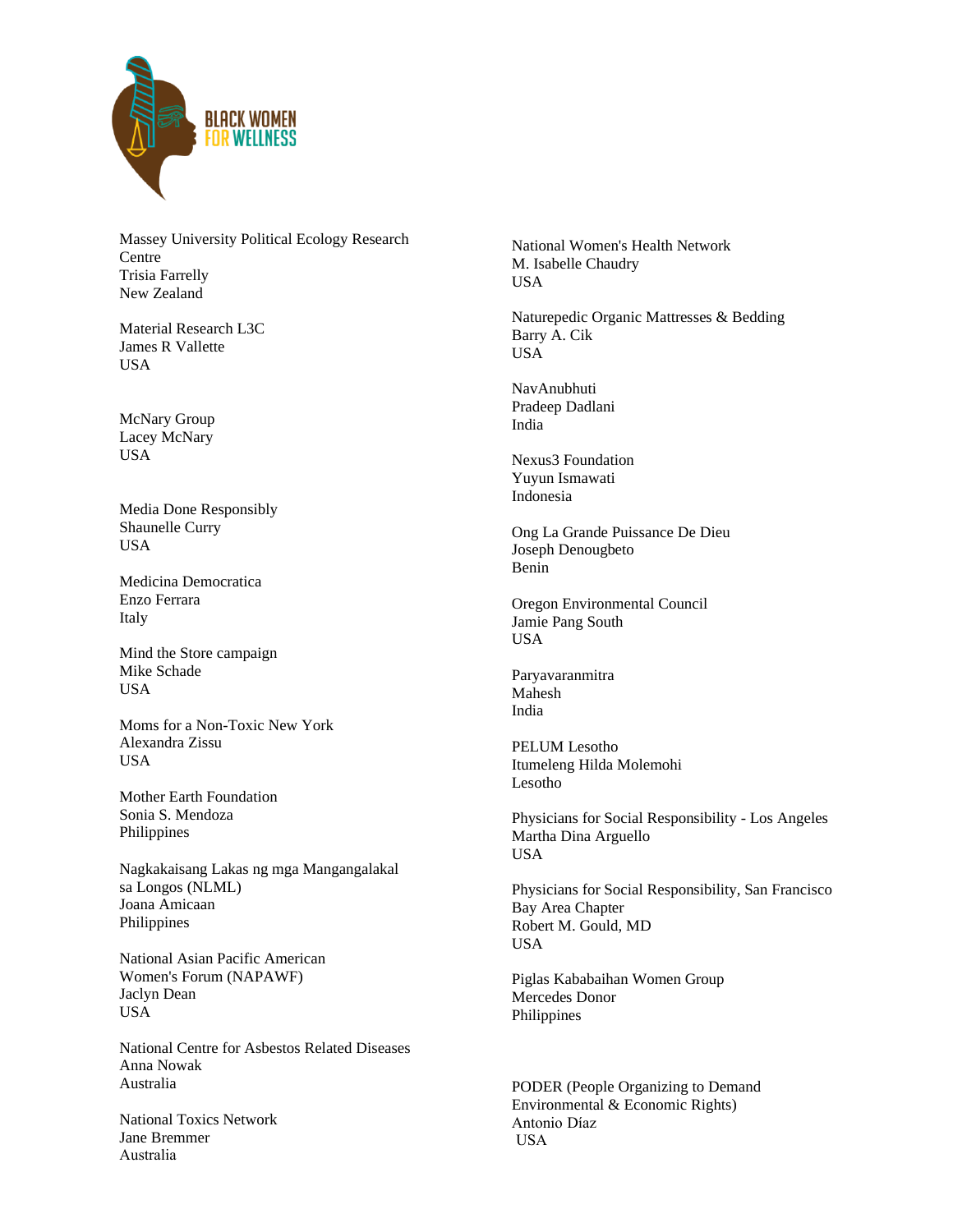Massey University Political Ecology Research Centre
Trisia Farrelly
New Zealand

Material Research L3C
James R Vallette
USA

McNary Group
Lacey McNary
USA

Media Done Responsibly
Shaunelle Curry
USA

Medicina Democratica
Enzo Ferrara
Italy

Mind the Store campaign
Mike Schade
USA

Moms for a Non-Toxic New York
Alexandra Zissu
USA

Mother Earth Foundation
Sonia S. Mendoza
Philippines

Nagkakaisang Lakas ng mga Mangangalakal sa Longos (NLML)
Joana Amicaan
Philippines

National Asian Pacific American Women's Forum (NAPAWF)
Jaclyn Dean
USA

National Centre for Asbestos Related Diseases
Anna Nowak
Australia

National Toxics Network
Jane Bremmer
Australia

National Women's Health Network
M. Isabelle Chaudry
USA

Naturepedic Organic Mattresses & Bedding
Barry A. Cik
USA

NavAnubhuti
Pradeep Dadlani
India

Nexus3 Foundation
Yuyun Ismawati
Indonesia

Ong La Grande Puissance De Dieu
Joseph Denougbeto
Benin

Oregon Environmental Council
Jamie Pang South
USA

Paryavaranmitra
Mahesh
India

PELUM Lesotho
Itumeleng Hilda Molemohi
Lesotho

Physicians for Social Responsibility - Los Angeles
Martha Dina Arguello
USA

Physicians for Social Responsibility, San Francisco Bay Area Chapter
Robert M. Gould, MD
USA

Piglas Kababaihan Women Group
Mercedes Donor
Philippines

PODER (People Organizing to Demand Environmental & Economic Rights)
Antonio Díaz
USA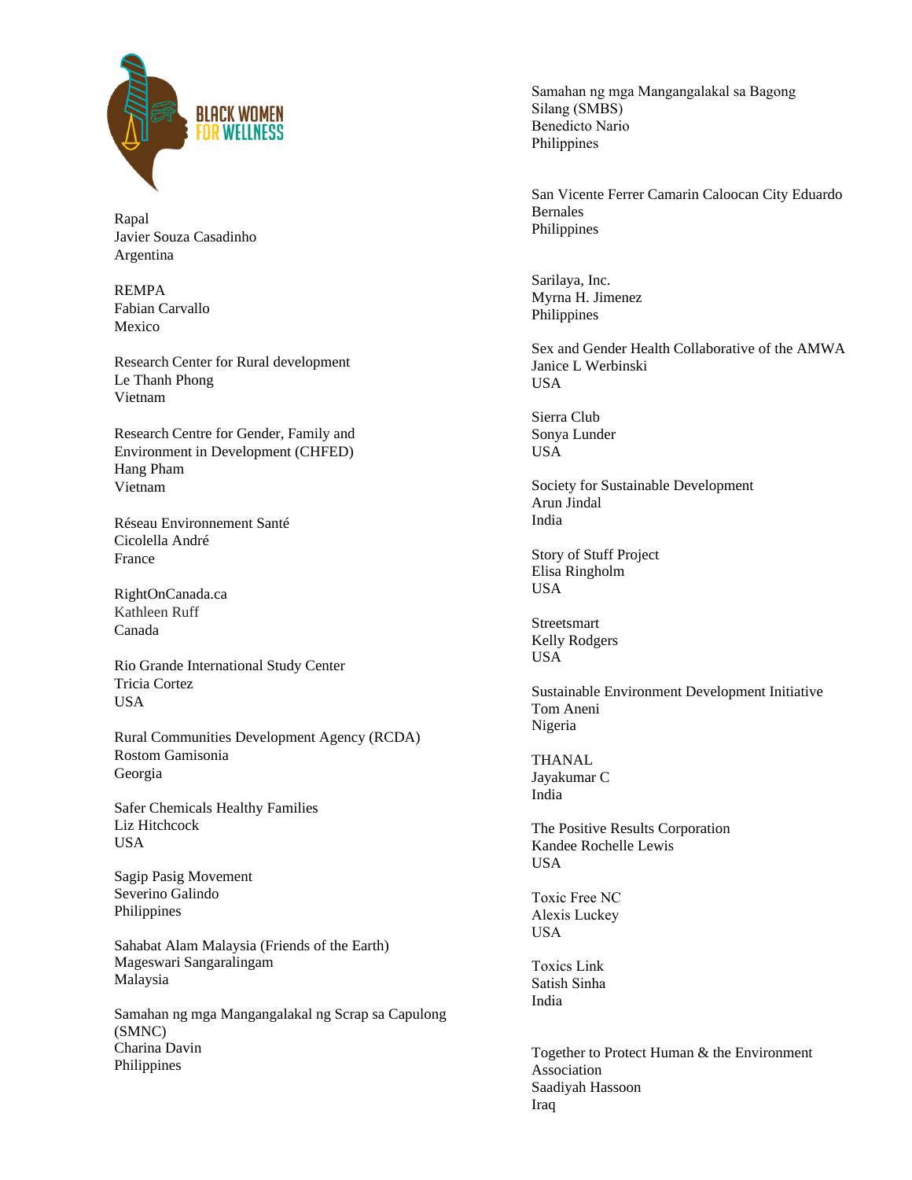Rapal
Javier Souza Casadinho
Argentina

REMPA
Fabian Carvallo
Mexico

Research Center for Rural development
Le Thanh Phong
Vietnam

Research Centre for Gender, Family and Environment in Development (CHFED)
Hang Pham
Vietnam

Réseau Environnement Santé
Cicolella André
France

RightOnCanada.ca
Kathleen Ruff
Canada

Rio Grande International Study Center
Tricia Cortez
USA

Rural Communities Development Agency (RCDA)
Rostom Gamisonia
Georgia

Safer Chemicals Healthy Families
Liz Hitchcock
USA

Sagip Pasig Movement
Severino Galindo
Philippines

Sahabat Alam Malaysia (Friends of the Earth)
Mageswari Sangaralingam
Malaysia

Samahan ng mga Mangangalakal ng Scrap sa Capulong (SMNC)
Charina Davin
Philippines

Samahan ng mga Mangangalakal sa Bagong Silang (SMBS)
Benedicto Nario
Philippines

San Vicente Ferrer Camarin Caloocan City Eduardo Bernales
Philippines

Sarilaya, Inc.
Myrna H. Jimenez
Philippines

Sex and Gender Health Collaborative of the AMWA
Janice L Werbinski
USA

Sierra Club
Sonya Lunder
USA

Society for Sustainable Development
Arun Jindal
India

Story of Stuff Project
Elisa Ringholm
USA

Streetsmart
Kelly Rodgers
USA

Sustainable Environment Development Initiative
Tom Aneni
Nigeria

THANAL
Jayakumar C
India

The Positive Results Corporation
Kandee Rochelle Lewis
USA

Toxic Free NC
Alexis Luckey
USA

Toxics Link
Satish Sinha
India

Together to Protect Human & the Environment Association
Saadiyah Hassoon
Iraq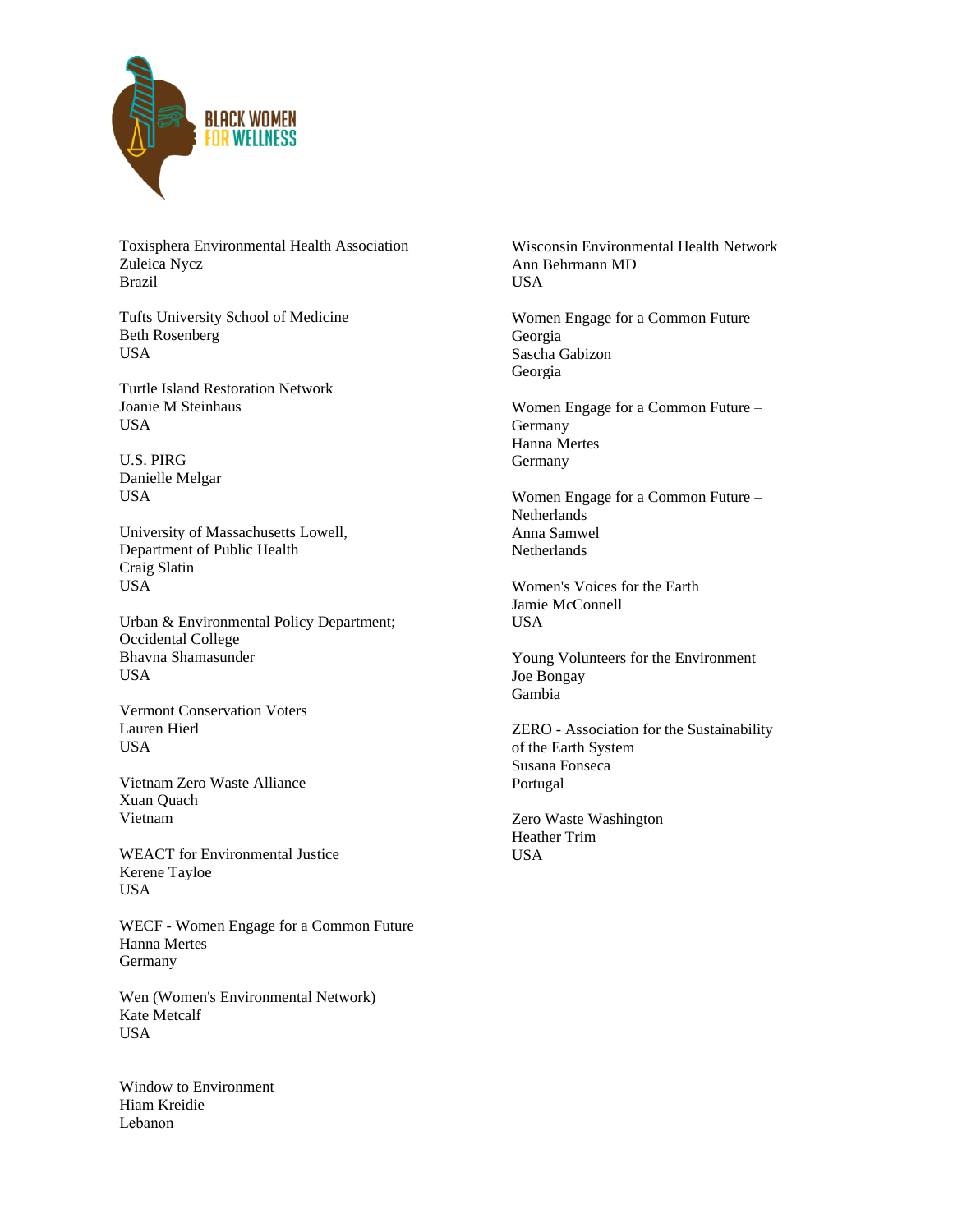BLACK WOMEN FOR WELLNESS

Toxisphera Environmental Health Association
Zuleica Nycz
Brazil

Tufts University School of Medicine
Beth Rosenberg
USA

Turtle Island Restoration Network
Joanie M Steinhaus
USA

U.S. PIRG
Danielle Melgar
USA

University of Massachusetts Lowell, Department of Public Health
Craig Slatin
USA

Urban & Environmental Policy Department; Occidental College
Bhavna Shamasunder
USA

Vermont Conservation Voters
Lauren Hierl
USA

Vietnam Zero Waste Alliance
Xuan Quach
Vietnam

WEACT for Environmental Justice
Kerene Tayloe
USA

WECF - Women Engage for a Common Future
Hanna Mertes
Germany

Wen (Women's Environmental Network)
Kate Metcalf
USA

Window to Environment
Hiam Kreidie
Lebanon

Wisconsin Environmental Health Network
Ann Behrmann MD
USA

Women Engage for a Common Future – Georgia
Sascha Gabizon
Georgia

Women Engage for a Common Future – Germany
Hanna Mertes
Germany

Women Engage for a Common Future – Netherlands
Anna Samwel
Netherlands

Women's Voices for the Earth
Jamie McConnell
USA

Young Volunteers for the Environment
Joe Bongay
Gambia

ZERO - Association for the Sustainability of the Earth System
Susana Fonseca
Portugal

Zero Waste Washington
Heather Trim
USA